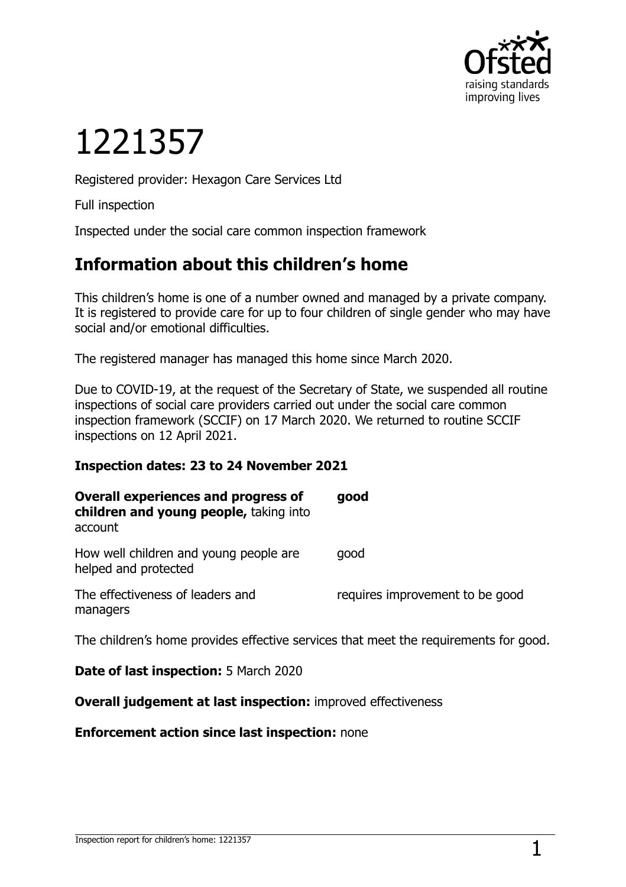# 1221357

Registered provider: Hexagon Care Services Ltd

Full inspection

Inspected under the social care common inspection framework

## Information about this children's home

This children's home is one of a number owned and managed by a private company. It is registered to provide care for up to four children of single gender who may have social and/or emotional difficulties.

The registered manager has managed this home since March 2020.

Due to COVID-19, at the request of the Secretary of State, we suspended all routine inspections of social care providers carried out under the social care common inspection framework (SCCIF) on 17 March 2020. We returned to routine SCCIF inspections on 12 April 2021.

**Inspection dates: 23 to 24 November 2021**

| | |
|---|---|
| **Overall experiences and progress of children and young people,** taking into account | **good** |
| How well children and young people are helped and protected | good |
| The effectiveness of leaders and managers | requires improvement to be good |

The children's home provides effective services that meet the requirements for good.

**Date of last inspection:** 5 March 2020

**Overall judgement at last inspection:** improved effectiveness

**Enforcement action since last inspection:** none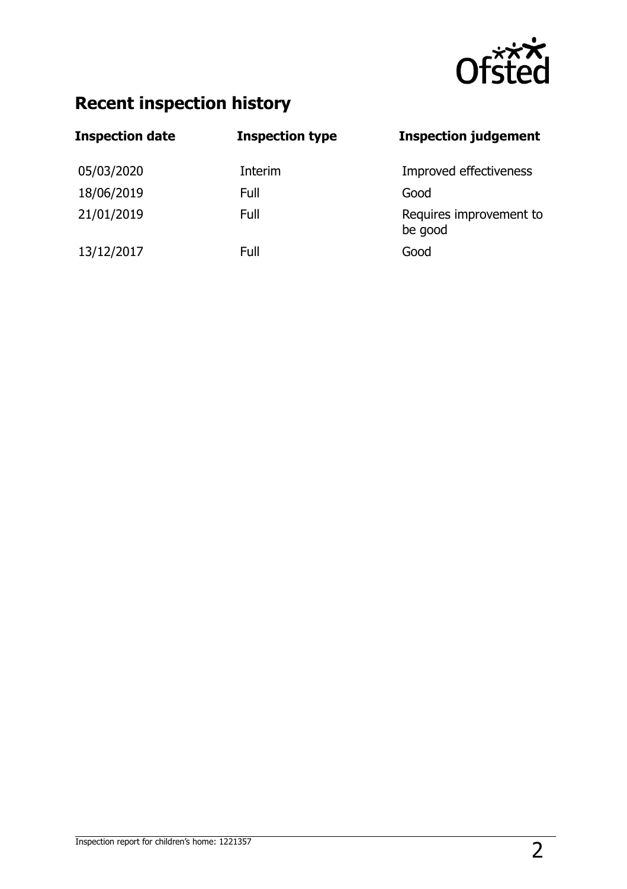## Recent inspection history

| Inspection date | Inspection type | Inspection judgement |
| --- | --- | --- |
| 05/03/2020 | Interim | Improved effectiveness |
| 18/06/2019 | Full | Good |
| 21/01/2019 | Full | Requires improvement to be good |
| 13/12/2017 | Full | Good |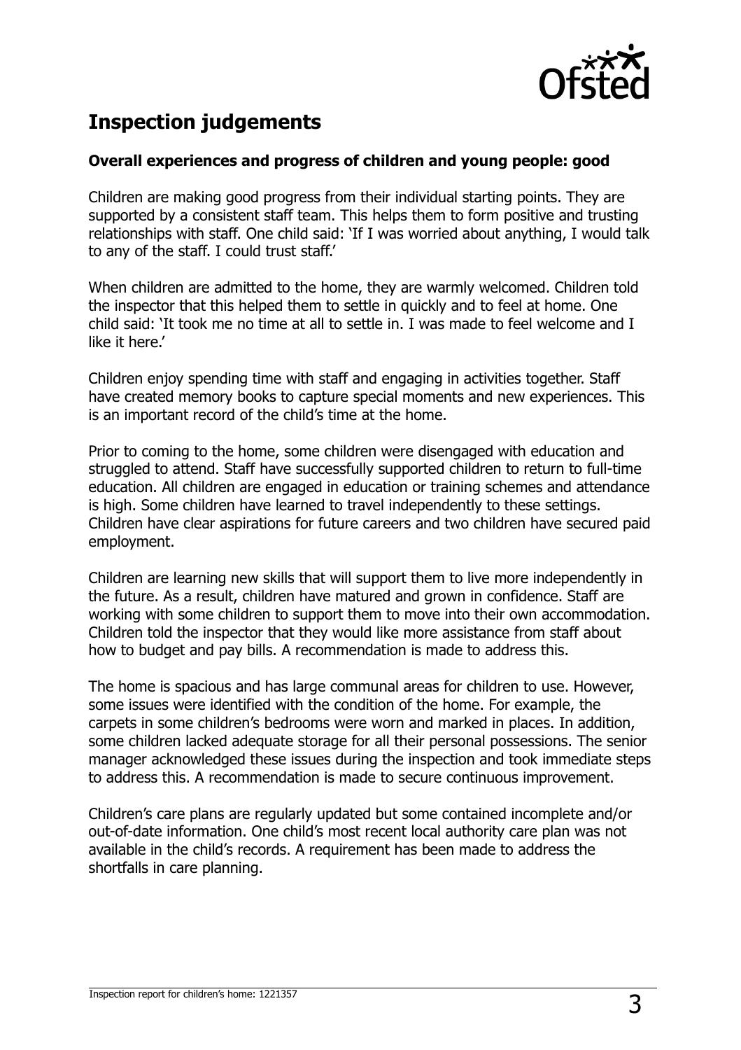## Inspection judgements

### Overall experiences and progress of children and young people: good

Children are making good progress from their individual starting points. They are supported by a consistent staff team. This helps them to form positive and trusting relationships with staff. One child said: 'If I was worried about anything, I would talk to any of the staff. I could trust staff.'

When children are admitted to the home, they are warmly welcomed. Children told the inspector that this helped them to settle in quickly and to feel at home. One child said: 'It took me no time at all to settle in. I was made to feel welcome and I like it here.'

Children enjoy spending time with staff and engaging in activities together. Staff have created memory books to capture special moments and new experiences. This is an important record of the child's time at the home.

Prior to coming to the home, some children were disengaged with education and struggled to attend. Staff have successfully supported children to return to full-time education. All children are engaged in education or training schemes and attendance is high. Some children have learned to travel independently to these settings. Children have clear aspirations for future careers and two children have secured paid employment.

Children are learning new skills that will support them to live more independently in the future. As a result, children have matured and grown in confidence. Staff are working with some children to support them to move into their own accommodation. Children told the inspector that they would like more assistance from staff about how to budget and pay bills. A recommendation is made to address this.

The home is spacious and has large communal areas for children to use. However, some issues were identified with the condition of the home. For example, the carpets in some children's bedrooms were worn and marked in places. In addition, some children lacked adequate storage for all their personal possessions. The senior manager acknowledged these issues during the inspection and took immediate steps to address this. A recommendation is made to secure continuous improvement.

Children's care plans are regularly updated but some contained incomplete and/or out-of-date information. One child's most recent local authority care plan was not available in the child's records. A requirement has been made to address the shortfalls in care planning.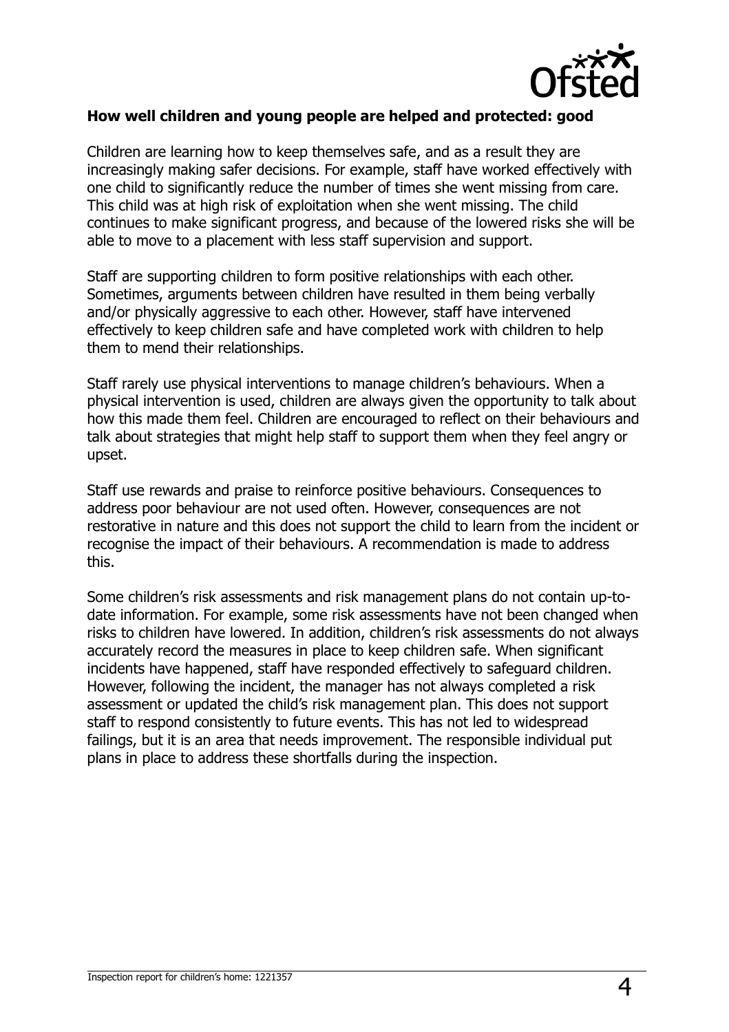**How well children and young people are helped and protected: good**

Children are learning how to keep themselves safe, and as a result they are increasingly making safer decisions. For example, staff have worked effectively with one child to significantly reduce the number of times she went missing from care. This child was at high risk of exploitation when she went missing. The child continues to make significant progress, and because of the lowered risks she will be able to move to a placement with less staff supervision and support.

Staff are supporting children to form positive relationships with each other. Sometimes, arguments between children have resulted in them being verbally and/or physically aggressive to each other. However, staff have intervened effectively to keep children safe and have completed work with children to help them to mend their relationships.

Staff rarely use physical interventions to manage children's behaviours. When a physical intervention is used, children are always given the opportunity to talk about how this made them feel. Children are encouraged to reflect on their behaviours and talk about strategies that might help staff to support them when they feel angry or upset.

Staff use rewards and praise to reinforce positive behaviours. Consequences to address poor behaviour are not used often. However, consequences are not restorative in nature and this does not support the child to learn from the incident or recognise the impact of their behaviours. A recommendation is made to address this.

Some children's risk assessments and risk management plans do not contain up-to-date information. For example, some risk assessments have not been changed when risks to children have lowered. In addition, children's risk assessments do not always accurately record the measures in place to keep children safe. When significant incidents have happened, staff have responded effectively to safeguard children. However, following the incident, the manager has not always completed a risk assessment or updated the child's risk management plan. This does not support staff to respond consistently to future events. This has not led to widespread failings, but it is an area that needs improvement. The responsible individual put plans in place to address these shortfalls during the inspection.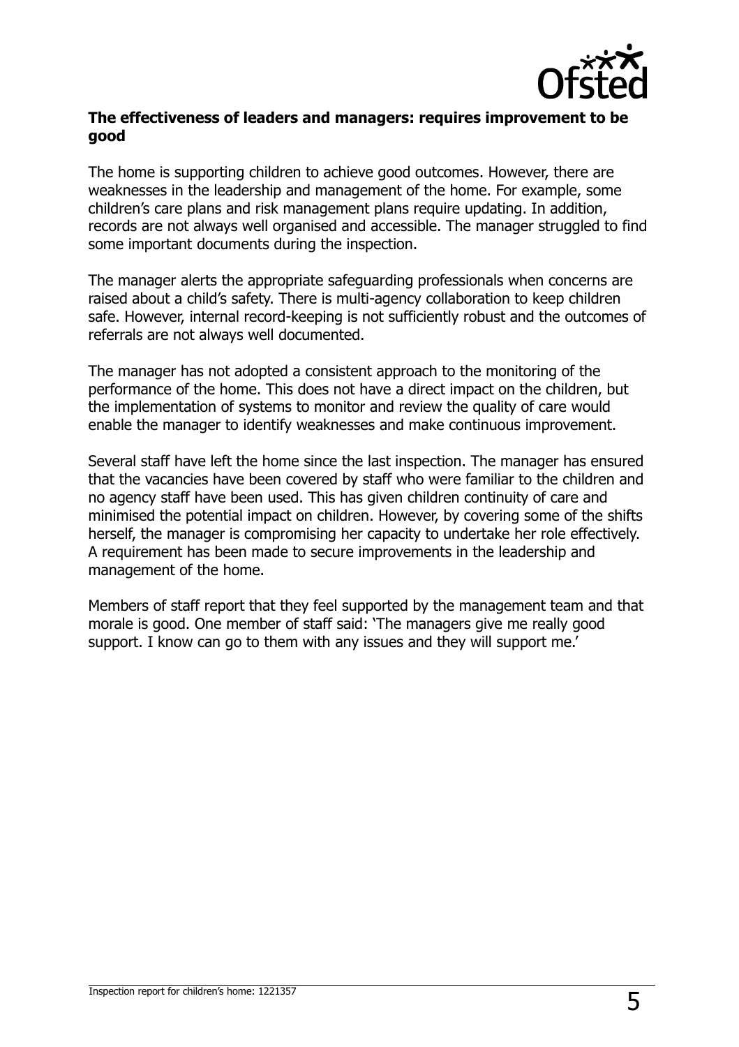**The effectiveness of leaders and managers: requires improvement to be good**

The home is supporting children to achieve good outcomes. However, there are weaknesses in the leadership and management of the home. For example, some children's care plans and risk management plans require updating. In addition, records are not always well organised and accessible. The manager struggled to find some important documents during the inspection.

The manager alerts the appropriate safeguarding professionals when concerns are raised about a child's safety. There is multi-agency collaboration to keep children safe. However, internal record-keeping is not sufficiently robust and the outcomes of referrals are not always well documented.

The manager has not adopted a consistent approach to the monitoring of the performance of the home. This does not have a direct impact on the children, but the implementation of systems to monitor and review the quality of care would enable the manager to identify weaknesses and make continuous improvement.

Several staff have left the home since the last inspection. The manager has ensured that the vacancies have been covered by staff who were familiar to the children and no agency staff have been used. This has given children continuity of care and minimised the potential impact on children. However, by covering some of the shifts herself, the manager is compromising her capacity to undertake her role effectively. A requirement has been made to secure improvements in the leadership and management of the home.

Members of staff report that they feel supported by the management team and that morale is good. One member of staff said: 'The managers give me really good support. I know can go to them with any issues and they will support me.'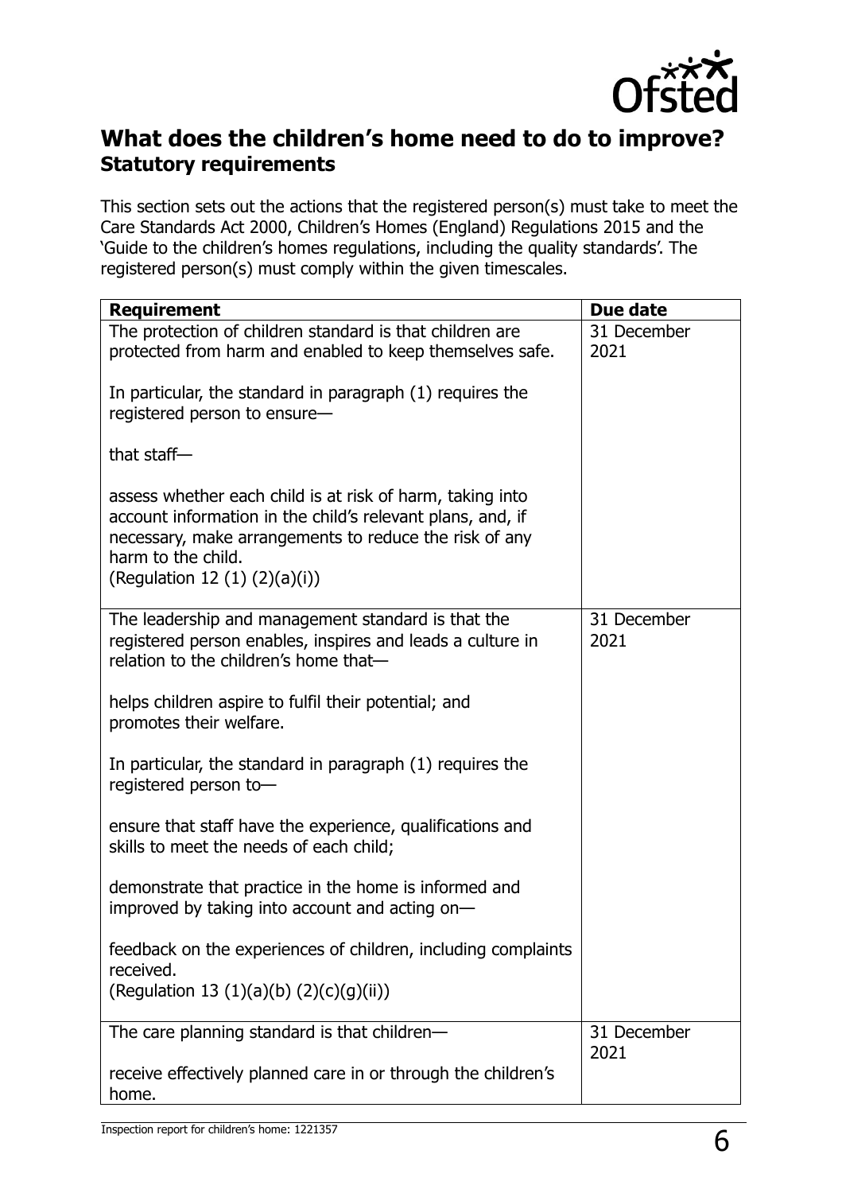## What does the children's home need to do to improve?

### Statutory requirements

This section sets out the actions that the registered person(s) must take to meet the Care Standards Act 2000, Children's Homes (England) Regulations 2015 and the 'Guide to the children's homes regulations, including the quality standards'. The registered person(s) must comply within the given timescales.

| Requirement | Due date |
| --- | --- |
| The protection of children standard is that children are protected from harm and enabled to keep themselves safe.<br><br>In particular, the standard in paragraph (1) requires the registered person to ensure—<br><br>that staff—<br><br>assess whether each child is at risk of harm, taking into account information in the child's relevant plans, and, if necessary, make arrangements to reduce the risk of any harm to the child.<br>(Regulation 12 (1) (2)(a)(i)) | 31 December 2021 |
| The leadership and management standard is that the registered person enables, inspires and leads a culture in relation to the children's home that—<br><br>helps children aspire to fulfil their potential; and promotes their welfare.<br><br>In particular, the standard in paragraph (1) requires the registered person to—<br><br>ensure that staff have the experience, qualifications and skills to meet the needs of each child;<br><br>demonstrate that practice in the home is informed and improved by taking into account and acting on—<br><br>feedback on the experiences of children, including complaints received.<br>(Regulation 13 (1)(a)(b) (2)(c)(g)(ii)) | 31 December 2021 |
| The care planning standard is that children—<br><br>receive effectively planned care in or through the children's home. | 31 December 2021 |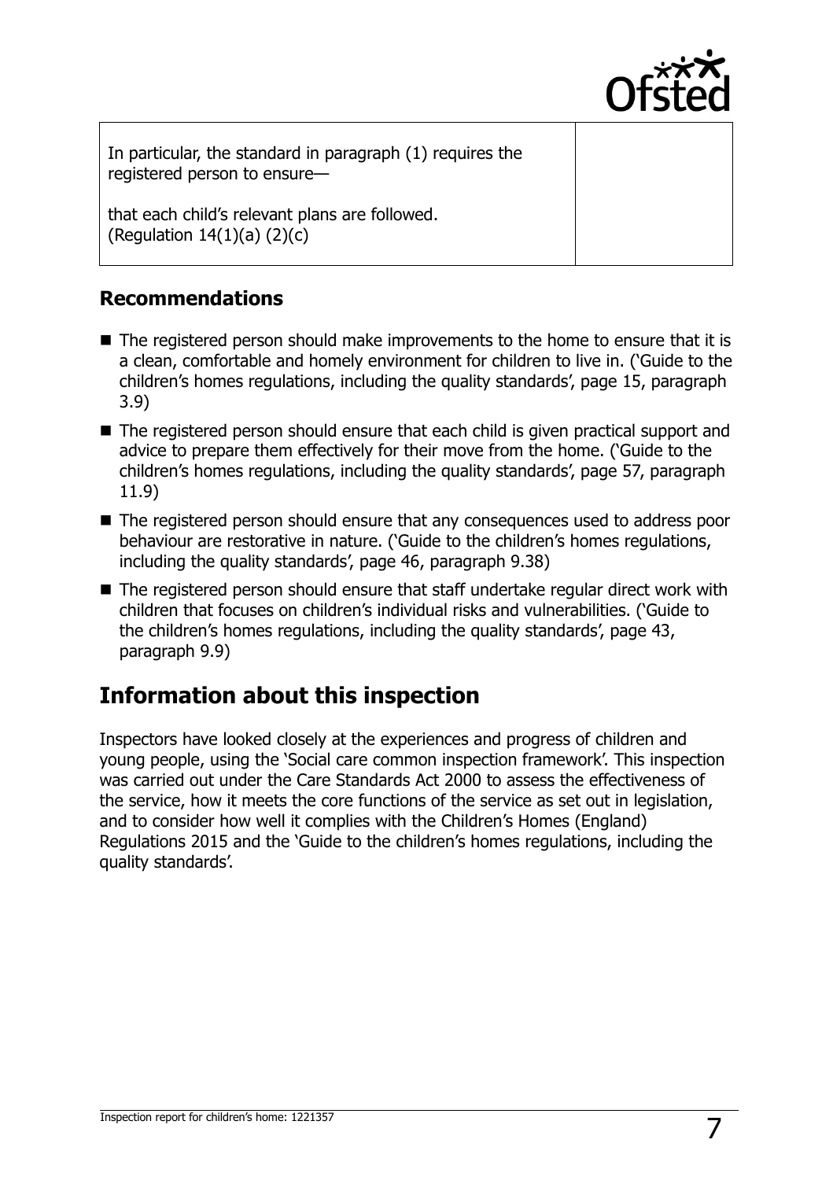| | |
|---|---|
| In particular, the standard in paragraph (1) requires the registered person to ensure—<br><br>that each child's relevant plans are followed.<br>(Regulation 14(1)(a) (2)(c) | |

## Recommendations

- The registered person should make improvements to the home to ensure that it is a clean, comfortable and homely environment for children to live in. ('Guide to the children's homes regulations, including the quality standards', page 15, paragraph 3.9)
- The registered person should ensure that each child is given practical support and advice to prepare them effectively for their move from the home. ('Guide to the children's homes regulations, including the quality standards', page 57, paragraph 11.9)
- The registered person should ensure that any consequences used to address poor behaviour are restorative in nature. ('Guide to the children's homes regulations, including the quality standards', page 46, paragraph 9.38)
- The registered person should ensure that staff undertake regular direct work with children that focuses on children's individual risks and vulnerabilities. ('Guide to the children's homes regulations, including the quality standards', page 43, paragraph 9.9)

# Information about this inspection

Inspectors have looked closely at the experiences and progress of children and young people, using the 'Social care common inspection framework'. This inspection was carried out under the Care Standards Act 2000 to assess the effectiveness of the service, how it meets the core functions of the service as set out in legislation, and to consider how well it complies with the Children's Homes (England) Regulations 2015 and the 'Guide to the children's homes regulations, including the quality standards'.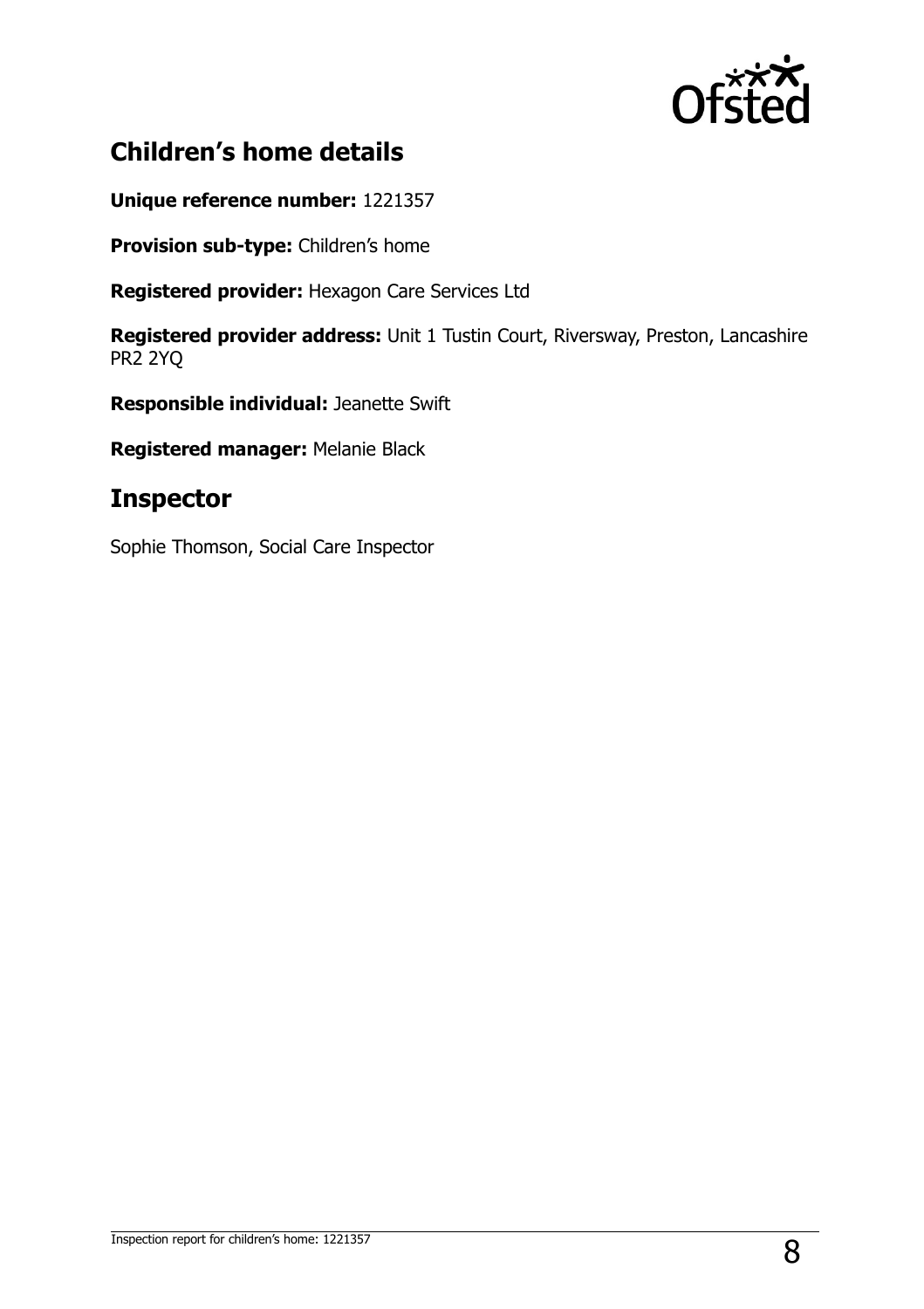## Children's home details

**Unique reference number:** 1221357

**Provision sub-type:** Children's home

**Registered provider:** Hexagon Care Services Ltd

**Registered provider address:** Unit 1 Tustin Court, Riversway, Preston, Lancashire PR2 2YQ

**Responsible individual:** Jeanette Swift

**Registered manager:** Melanie Black

## Inspector

Sophie Thomson, Social Care Inspector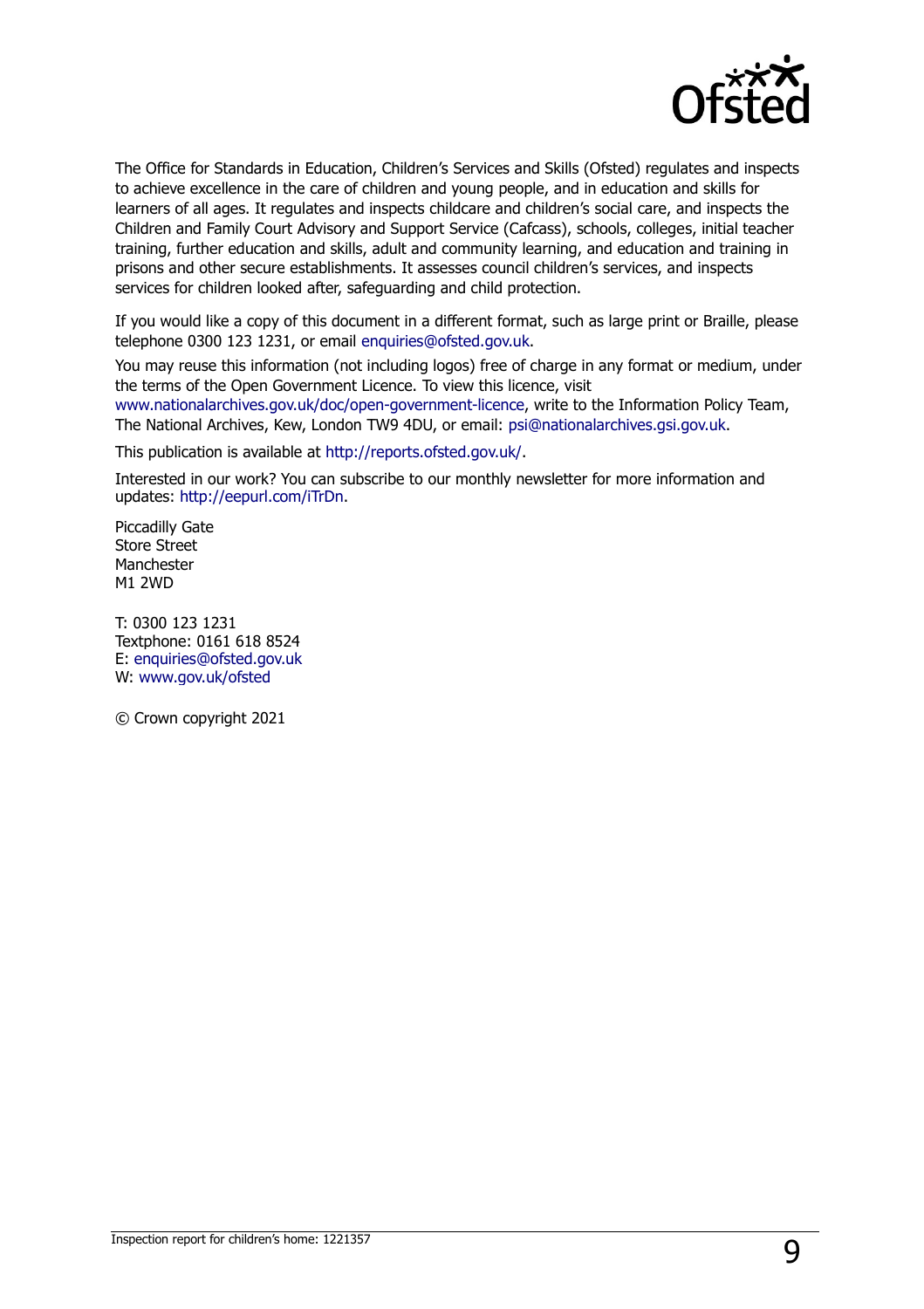The Office for Standards in Education, Children's Services and Skills (Ofsted) regulates and inspects to achieve excellence in the care of children and young people, and in education and skills for learners of all ages. It regulates and inspects childcare and children's social care, and inspects the Children and Family Court Advisory and Support Service (Cafcass), schools, colleges, initial teacher training, further education and skills, adult and community learning, and education and training in prisons and other secure establishments. It assesses council children's services, and inspects services for children looked after, safeguarding and child protection.

If you would like a copy of this document in a different format, such as large print or Braille, please telephone 0300 123 1231, or email enquiries@ofsted.gov.uk.

You may reuse this information (not including logos) free of charge in any format or medium, under the terms of the Open Government Licence. To view this licence, visit www.nationalarchives.gov.uk/doc/open-government-licence, write to the Information Policy Team, The National Archives, Kew, London TW9 4DU, or email: psi@nationalarchives.gsi.gov.uk.

This publication is available at http://reports.ofsted.gov.uk/.

Interested in our work? You can subscribe to our monthly newsletter for more information and updates: http://eepurl.com/iTrDn.

Piccadilly Gate
Store Street
Manchester
M1 2WD

T: 0300 123 1231
Textphone: 0161 618 8524
E: enquiries@ofsted.gov.uk
W: www.gov.uk/ofsted

© Crown copyright 2021